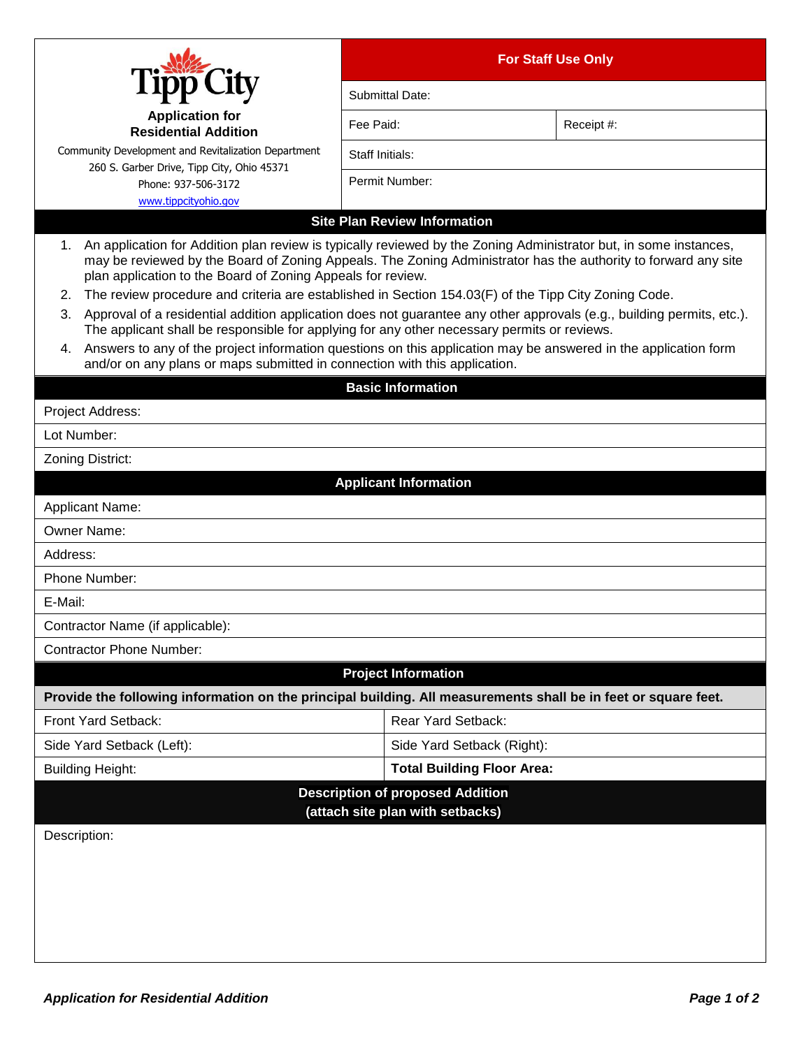# Tipp City

**Application for Residential Addition**

Community Development and Revitalization Department
260 S. Garber Drive, Tipp City, Ohio 45371
Phone: 937-506-3172
www.tippcityohio.gov

| For Staff Use Only | |
|---|---|
| Submittal Date: | |
| Fee Paid: | Receipt #: |
| Staff Initials: | |
| Permit Number: | |

## Site Plan Review Information

1. An application for Addition plan review is typically reviewed by the Zoning Administrator but, in some instances, may be reviewed by the Board of Zoning Appeals. The Zoning Administrator has the authority to forward any site plan application to the Board of Zoning Appeals for review.
2. The review procedure and criteria are established in Section 154.03(F) of the Tipp City Zoning Code.
3. Approval of a residential addition application does not guarantee any other approvals (e.g., building permits, etc.). The applicant shall be responsible for applying for any other necessary permits or reviews.
4. Answers to any of the project information questions on this application may be answered in the application form and/or on any plans or maps submitted in connection with this application.

## Basic Information

Project Address:

Lot Number:

Zoning District:

## Applicant Information

Applicant Name:

Owner Name:

Address:

Phone Number:

E-Mail:

Contractor Name (if applicable):

Contractor Phone Number:

## Project Information

**Provide the following information on the principal building. All measurements shall be in feet or square feet.**

| | |
|---|---|
| Front Yard Setback: | Rear Yard Setback: |
| Side Yard Setback (Left): | Side Yard Setback (Right): |
| Building Height: | **Total Building Floor Area:** |

## Description of proposed Addition (attach site plan with setbacks)

Description: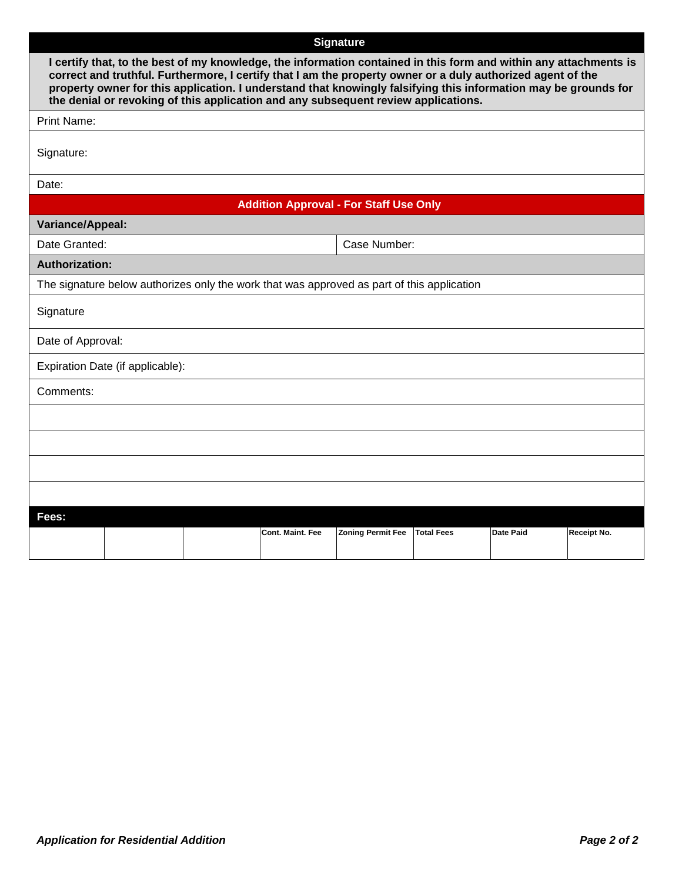## Signature

**I certify that, to the best of my knowledge, the information contained in this form and within any attachments is correct and truthful. Furthermore, I certify that I am the property owner or a duly authorized agent of the property owner for this application. I understand that knowingly falsifying this information may be grounds for the denial or revoking of this application and any subsequent review applications.**

Print Name:

Signature:

Date:

## Addition Approval - For Staff Use Only

**Variance/Appeal:**

| Date Granted: | Case Number: |
|---|---|

**Authorization:**

The signature below authorizes only the work that was approved as part of this application

Signature

Date of Approval:

Expiration Date (if applicable):

Comments:

**Fees:**

| | | | Cont. Maint. Fee | Zoning Permit Fee | Total Fees | Date Paid | Receipt No. |
|---|---|---|---|---|---|---|---|
| | | | | | | | |